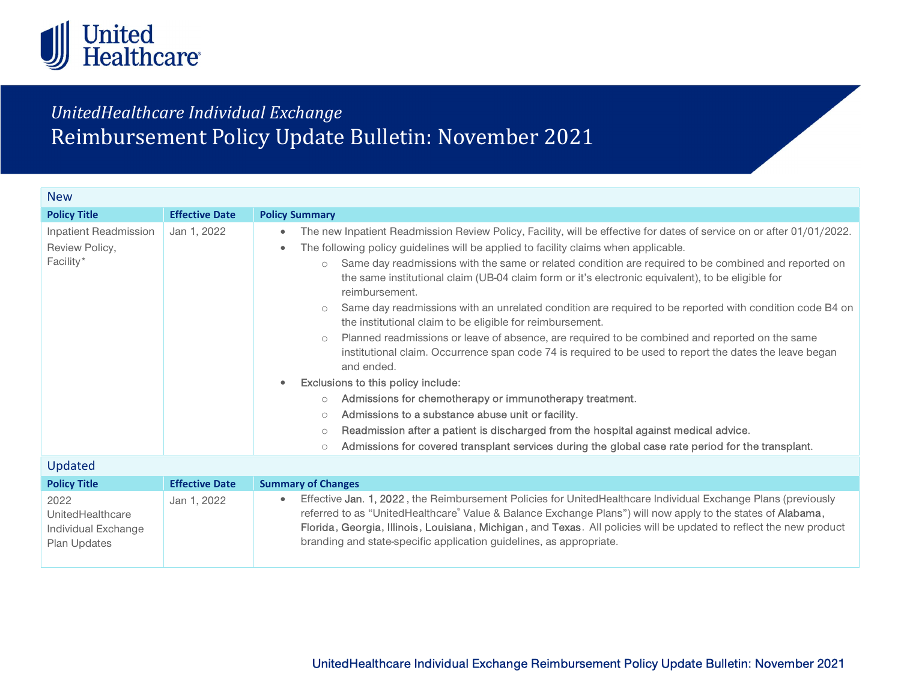*UnitedHealthcare Individual Exchange*

# Reimbursement Policy Update Bulletin: November 2021

## New

| Policy Title | Effective Date | Policy Summary |
| --- | --- | --- |
| Inpatient Readmission Review Policy, Facility* | Jan 1, 2022 | • The new Inpatient Readmission Review Policy, Facility, will be effective for dates of service on or after 01/01/2022.<br>• The following policy guidelines will be applied to facility claims when applicable.<br>  ○ Same day readmissions with the same or related condition are required to be combined and reported on the same institutional claim (UB-04 claim form or it's electronic equivalent), to be eligible for reimbursement.<br>  ○ Same day readmissions with an unrelated condition are required to be reported with condition code B4 on the institutional claim to be eligible for reimbursement.<br>  ○ Planned readmissions or leave of absence, are required to be combined and reported on the same institutional claim. Occurrence span code 74 is required to be used to report the dates the leave began and ended.<br>• Exclusions to this policy include:<br>  ○ Admissions for chemotherapy or immunotherapy treatment.<br>  ○ Admissions to a substance abuse unit or facility.<br>  ○ Readmission after a patient is discharged from the hospital against medical advice.<br>  ○ Admissions for covered transplant services during the global case rate period for the transplant. |

## Updated

| Policy Title | Effective Date | Summary of Changes |
| --- | --- | --- |
| 2022 UnitedHealthcare Individual Exchange Plan Updates | Jan 1, 2022 | • Effective Jan. 1, 2022 , the Reimbursement Policies for UnitedHealthcare Individual Exchange Plans (previously referred to as "UnitedHealthcare® Value & Balance Exchange Plans") will now apply to the states of Alabama, Florida, Georgia, Illinois, Louisiana, Michigan, and Texas. All policies will be updated to reflect the new product branding and state-specific application guidelines, as appropriate. |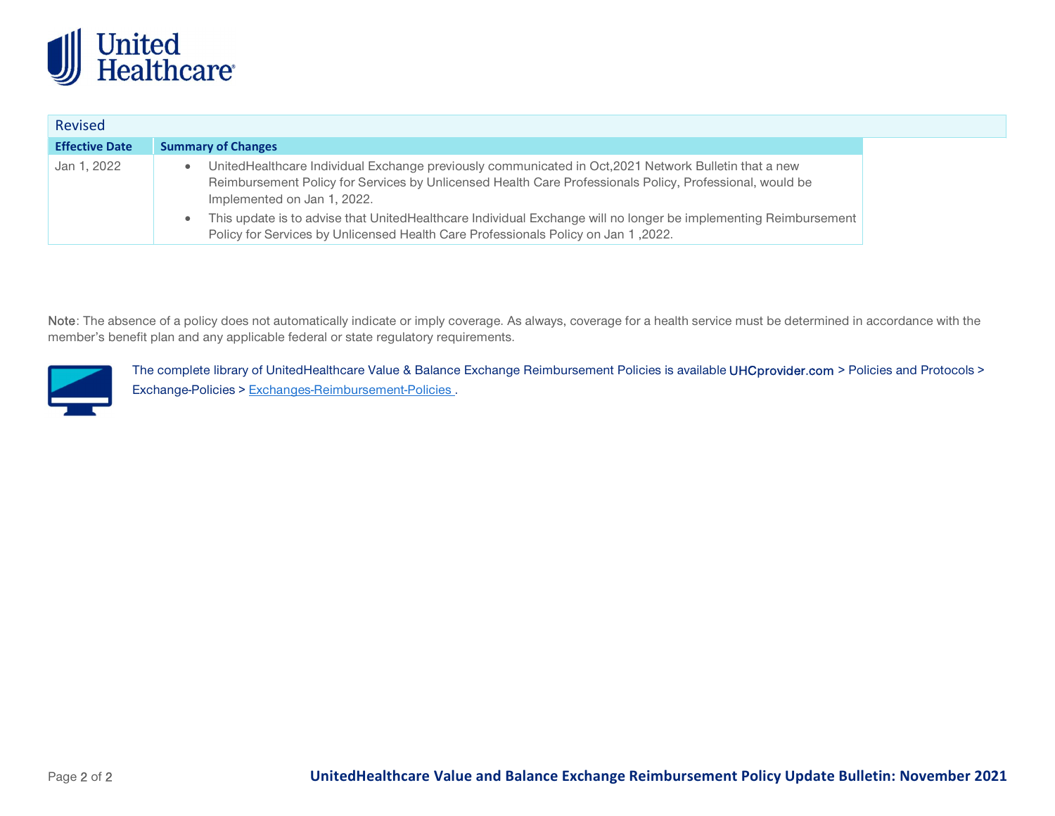## Revised

| Effective Date | Summary of Changes |
|---|---|
| Jan 1, 2022 | • UnitedHealthcare Individual Exchange previously communicated in Oct,2021 Network Bulletin that a new Reimbursement Policy for Services by Unlicensed Health Care Professionals Policy, Professional, would be Implemented on Jan 1, 2022. • This update is to advise that UnitedHealthcare Individual Exchange will no longer be implementing Reimbursement Policy for Services by Unlicensed Health Care Professionals Policy on Jan 1 ,2022. |

**Note**: The absence of a policy does not automatically indicate or imply coverage. As always, coverage for a health service must be determined in accordance with the member's benefit plan and any applicable federal or state regulatory requirements.

The complete library of UnitedHealthcare Value & Balance Exchange Reimbursement Policies is available UHCprovider.com > Policies and Protocols > Exchange-Policies > Exchanges-Reimbursement-Policies .